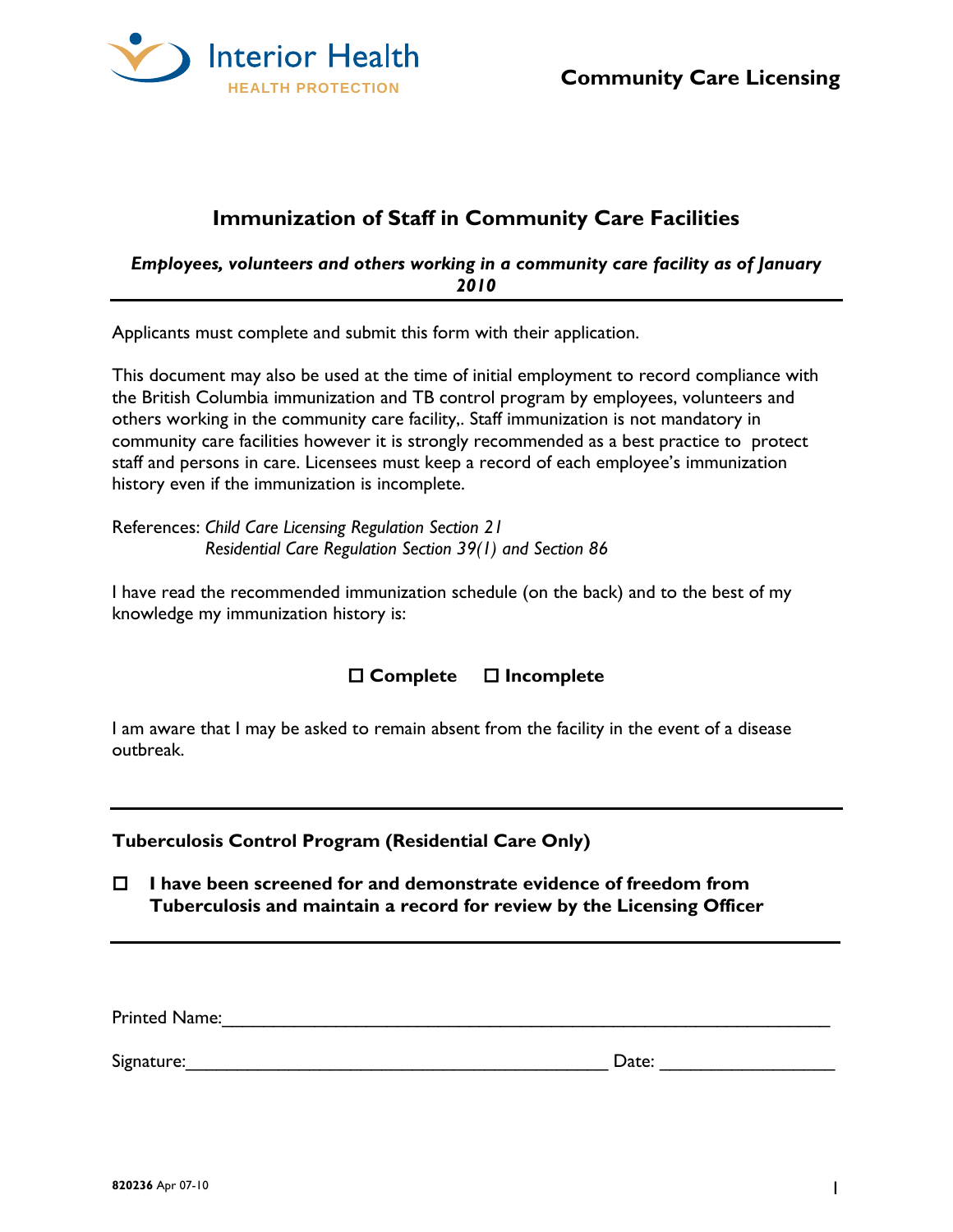Interior Health
HEALTH PROTECTION

**Community Care Licensing**

# Immunization of Staff in Community Care Facilities

***Employees, volunteers and others working in a community care facility as of January 2010***

---

Applicants must complete and submit this form with their application.

This document may also be used at the time of initial employment to record compliance with the British Columbia immunization and TB control program by employees, volunteers and others working in the community care facility,. Staff immunization is not mandatory in community care facilities however it is strongly recommended as a best practice to protect staff and persons in care. Licensees must keep a record of each employee's immunization history even if the immunization is incomplete.

References: *Child Care Licensing Regulation Section 21*
*Residential Care Regulation Section 39(1) and Section 86*

I have read the recommended immunization schedule (on the back) and to the best of my knowledge my immunization history is:

☐ **Complete** ☐ **Incomplete**

I am aware that I may be asked to remain absent from the facility in the event of a disease outbreak.

---

**Tuberculosis Control Program (Residential Care Only)**

☐ **I have been screened for and demonstrate evidence of freedom from Tuberculosis and maintain a record for review by the Licensing Officer**

---

Printed Name:_______________________________________________

Signature:____________________________________ Date: ______________

**820236** Apr 07-10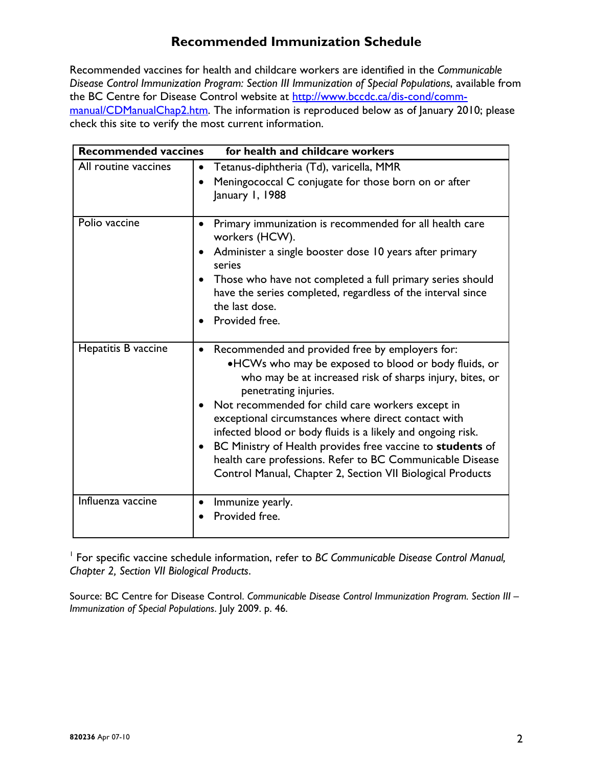## Recommended Immunization Schedule

Recommended vaccines for health and childcare workers are identified in the *Communicable Disease Control Immunization Program: Section III Immunization of Special Populations*, available from the BC Centre for Disease Control website at http://www.bccdc.ca/dis-cond/comm-manual/CDManualChap2.htm. The information is reproduced below as of January 2010; please check this site to verify the most current information.

| Recommended vaccines | for health and childcare workers |
|---|---|
| All routine vaccines | • Tetanus-diphtheria (Td), varicella, MMR<br>• Meningococcal C conjugate for those born on or after January 1, 1988 |
| Polio vaccine | • Primary immunization is recommended for all health care workers (HCW).<br>• Administer a single booster dose 10 years after primary series<br>• Those who have not completed a full primary series should have the series completed, regardless of the interval since the last dose.<br>• Provided free. |
| Hepatitis B vaccine | • Recommended and provided free by employers for:<br>&nbsp;&nbsp;&nbsp;&nbsp;• HCWs who may be exposed to blood or body fluids, or who may be at increased risk of sharps injury, bites, or penetrating injuries.<br>• Not recommended for child care workers except in exceptional circumstances where direct contact with infected blood or body fluids is a likely and ongoing risk.<br>• BC Ministry of Health provides free vaccine to **students** of health care professions. Refer to BC Communicable Disease Control Manual, Chapter 2, Section VII Biological Products |
| Influenza vaccine | • Immunize yearly.<br>• Provided free. |

[1] For specific vaccine schedule information, refer to *BC Communicable Disease Control Manual, Chapter 2, Section VII Biological Products*.

Source: BC Centre for Disease Control. *Communicable Disease Control Immunization Program. Section III – Immunization of Special Populations*. July 2009. p. 46.

**820236** Apr 07-10